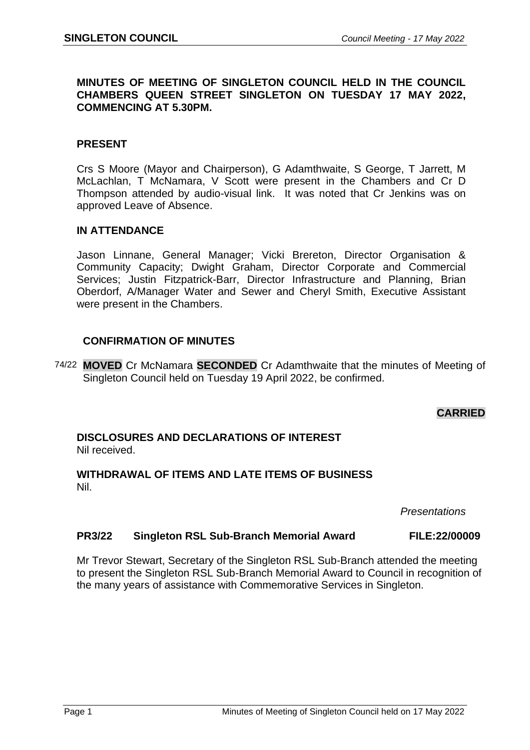**MINUTES OF MEETING OF SINGLETON COUNCIL HELD IN THE COUNCIL CHAMBERS QUEEN STREET SINGLETON ON TUESDAY 17 MAY 2022, COMMENCING AT 5.30PM.**

## PRESENT

Crs S Moore (Mayor and Chairperson), G Adamthwaite, S George, T Jarrett, M McLachlan, T McNamara, V Scott were present in the Chambers and Cr D Thompson attended by audio-visual link. It was noted that Cr Jenkins was on approved Leave of Absence.

## IN ATTENDANCE

Jason Linnane, General Manager; Vicki Brereton, Director Organisation & Community Capacity; Dwight Graham, Director Corporate and Commercial Services; Justin Fitzpatrick-Barr, Director Infrastructure and Planning, Brian Oberdorf, A/Manager Water and Sewer and Cheryl Smith, Executive Assistant were present in the Chambers.

## CONFIRMATION OF MINUTES

74/22 **MOVED** Cr McNamara **SECONDED** Cr Adamthwaite that the minutes of Meeting of Singleton Council held on Tuesday 19 April 2022, be confirmed.

**CARRIED**

## DISCLOSURES AND DECLARATIONS OF INTEREST

Nil received.

## WITHDRAWAL OF ITEMS AND LATE ITEMS OF BUSINESS

Nil.

*Presentations*

### PR3/22 Singleton RSL Sub-Branch Memorial Award FILE:22/00009

Mr Trevor Stewart, Secretary of the Singleton RSL Sub-Branch attended the meeting to present the Singleton RSL Sub-Branch Memorial Award to Council in recognition of the many years of assistance with Commemorative Services in Singleton.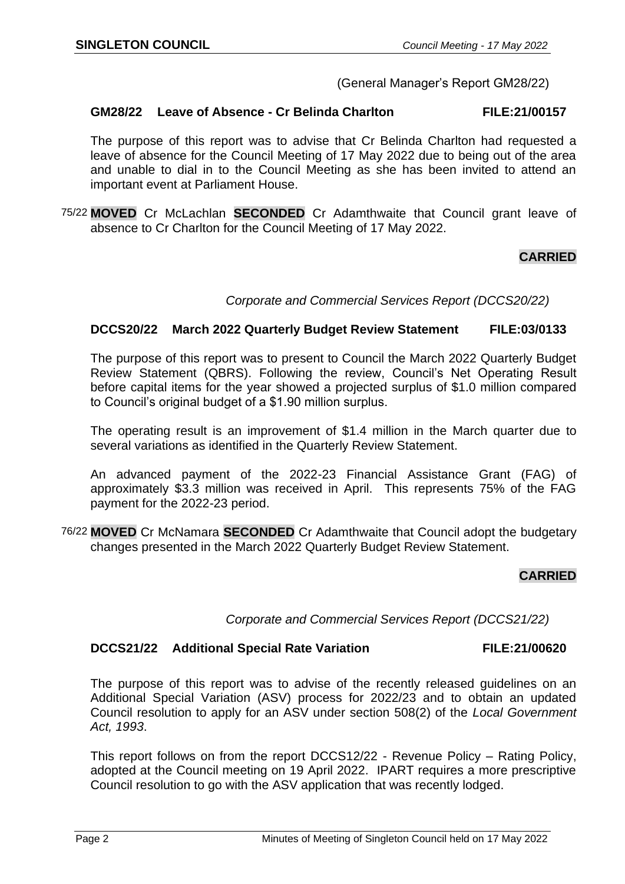(General Manager's Report GM28/22)

**GM28/22 Leave of Absence - Cr Belinda Charlton FILE:21/00157**

The purpose of this report was to advise that Cr Belinda Charlton had requested a leave of absence for the Council Meeting of 17 May 2022 due to being out of the area and unable to dial in to the Council Meeting as she has been invited to attend an important event at Parliament House.

75/22 **MOVED** Cr McLachlan **SECONDED** Cr Adamthwaite that Council grant leave of absence to Cr Charlton for the Council Meeting of 17 May 2022.

**CARRIED**

*Corporate and Commercial Services Report (DCCS20/22)*

**DCCS20/22 March 2022 Quarterly Budget Review Statement FILE:03/0133**

The purpose of this report was to present to Council the March 2022 Quarterly Budget Review Statement (QBRS). Following the review, Council's Net Operating Result before capital items for the year showed a projected surplus of $1.0 million compared to Council's original budget of a $1.90 million surplus.

The operating result is an improvement of $1.4 million in the March quarter due to several variations as identified in the Quarterly Review Statement.

An advanced payment of the 2022-23 Financial Assistance Grant (FAG) of approximately $3.3 million was received in April. This represents 75% of the FAG payment for the 2022-23 period.

76/22 **MOVED** Cr McNamara **SECONDED** Cr Adamthwaite that Council adopt the budgetary changes presented in the March 2022 Quarterly Budget Review Statement.

**CARRIED**

*Corporate and Commercial Services Report (DCCS21/22)*

**DCCS21/22 Additional Special Rate Variation FILE:21/00620**

The purpose of this report was to advise of the recently released guidelines on an Additional Special Variation (ASV) process for 2022/23 and to obtain an updated Council resolution to apply for an ASV under section 508(2) of the *Local Government Act, 1993*.

This report follows on from the report DCCS12/22 - Revenue Policy – Rating Policy, adopted at the Council meeting on 19 April 2022. IPART requires a more prescriptive Council resolution to go with the ASV application that was recently lodged.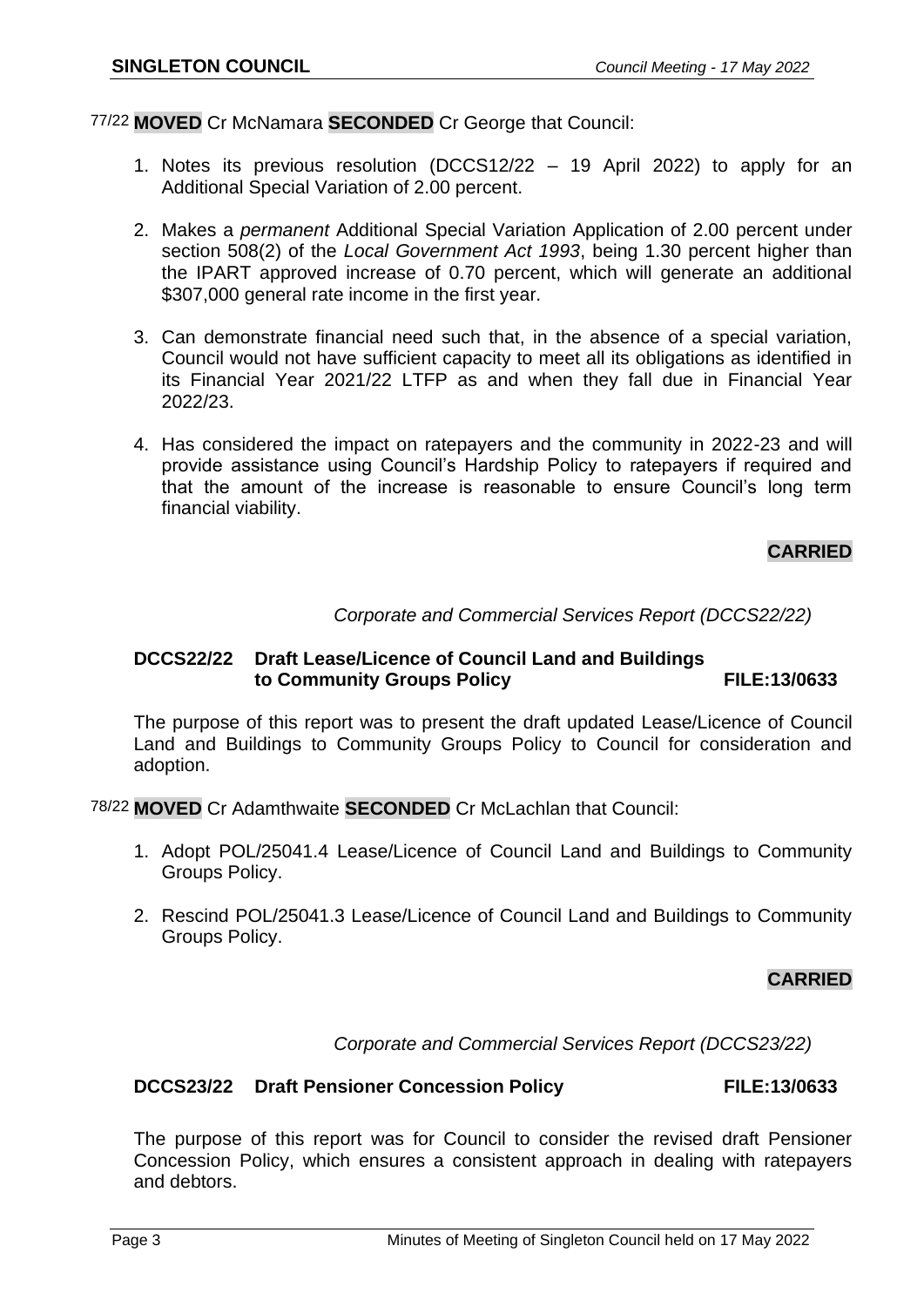77/22 **MOVED** Cr McNamara **SECONDED** Cr George that Council:

1. Notes its previous resolution (DCCS12/22 – 19 April 2022) to apply for an Additional Special Variation of 2.00 percent.

2. Makes a *permanent* Additional Special Variation Application of 2.00 percent under section 508(2) of the *Local Government Act 1993*, being 1.30 percent higher than the IPART approved increase of 0.70 percent, which will generate an additional $307,000 general rate income in the first year.

3. Can demonstrate financial need such that, in the absence of a special variation, Council would not have sufficient capacity to meet all its obligations as identified in its Financial Year 2021/22 LTFP as and when they fall due in Financial Year 2022/23.

4. Has considered the impact on ratepayers and the community in 2022-23 and will provide assistance using Council's Hardship Policy to ratepayers if required and that the amount of the increase is reasonable to ensure Council's long term financial viability.

**CARRIED**

*Corporate and Commercial Services Report (DCCS22/22)*

**DCCS22/22 Draft Lease/Licence of Council Land and Buildings to Community Groups Policy FILE:13/0633**

The purpose of this report was to present the draft updated Lease/Licence of Council Land and Buildings to Community Groups Policy to Council for consideration and adoption.

78/22 **MOVED** Cr Adamthwaite **SECONDED** Cr McLachlan that Council:

1. Adopt POL/25041.4 Lease/Licence of Council Land and Buildings to Community Groups Policy.

2. Rescind POL/25041.3 Lease/Licence of Council Land and Buildings to Community Groups Policy.

**CARRIED**

*Corporate and Commercial Services Report (DCCS23/22)*

**DCCS23/22 Draft Pensioner Concession Policy FILE:13/0633**

The purpose of this report was for Council to consider the revised draft Pensioner Concession Policy, which ensures a consistent approach in dealing with ratepayers and debtors.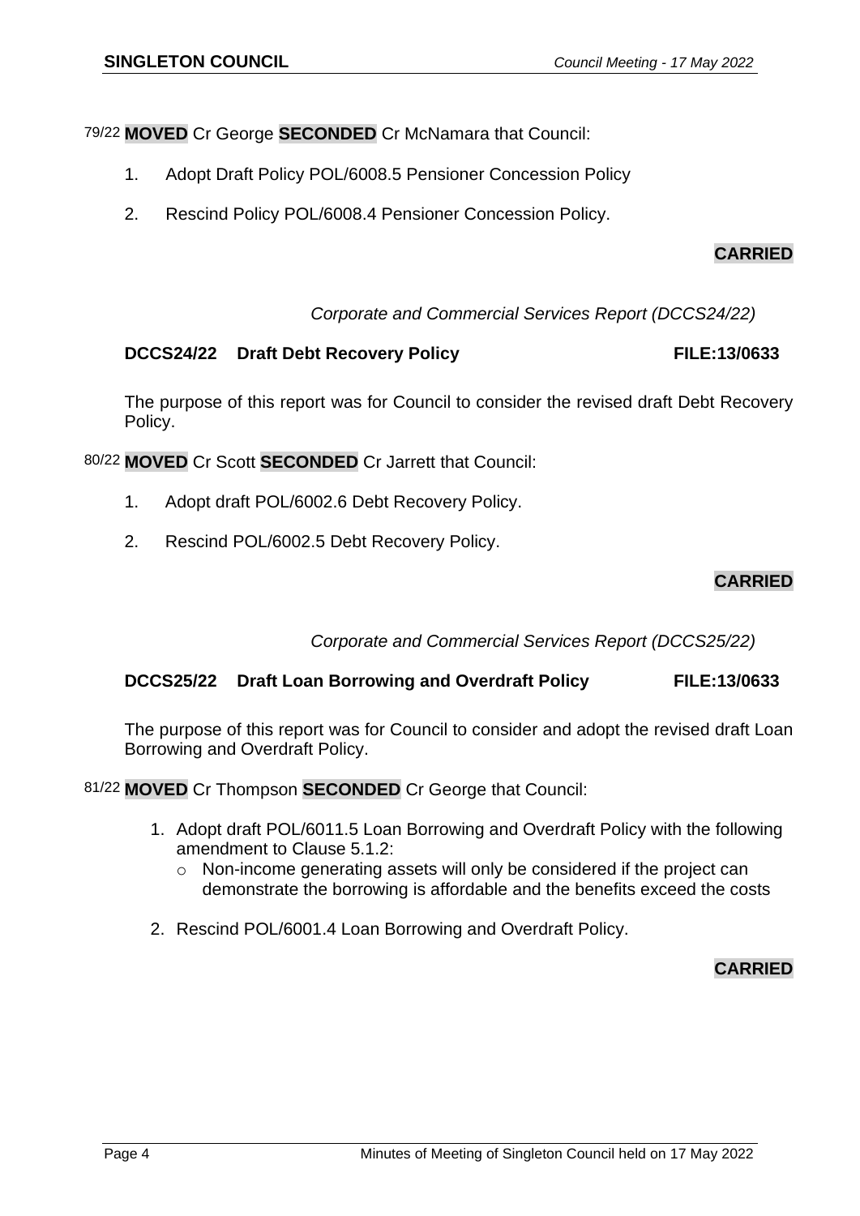79/22 **MOVED** Cr George **SECONDED** Cr McNamara that Council:

1. Adopt Draft Policy POL/6008.5 Pensioner Concession Policy
2. Rescind Policy POL/6008.4 Pensioner Concession Policy.

**CARRIED**

*Corporate and Commercial Services Report (DCCS24/22)*

**DCCS24/22 Draft Debt Recovery Policy FILE:13/0633**

The purpose of this report was for Council to consider the revised draft Debt Recovery Policy.

80/22 **MOVED** Cr Scott **SECONDED** Cr Jarrett that Council:

1. Adopt draft POL/6002.6 Debt Recovery Policy.
2. Rescind POL/6002.5 Debt Recovery Policy.

**CARRIED**

*Corporate and Commercial Services Report (DCCS25/22)*

**DCCS25/22 Draft Loan Borrowing and Overdraft Policy FILE:13/0633**

The purpose of this report was for Council to consider and adopt the revised draft Loan Borrowing and Overdraft Policy.

81/22 **MOVED** Cr Thompson **SECONDED** Cr George that Council:

1. Adopt draft POL/6011.5 Loan Borrowing and Overdraft Policy with the following amendment to Clause 5.1.2:
   - Non-income generating assets will only be considered if the project can demonstrate the borrowing is affordable and the benefits exceed the costs
2. Rescind POL/6001.4 Loan Borrowing and Overdraft Policy.

**CARRIED**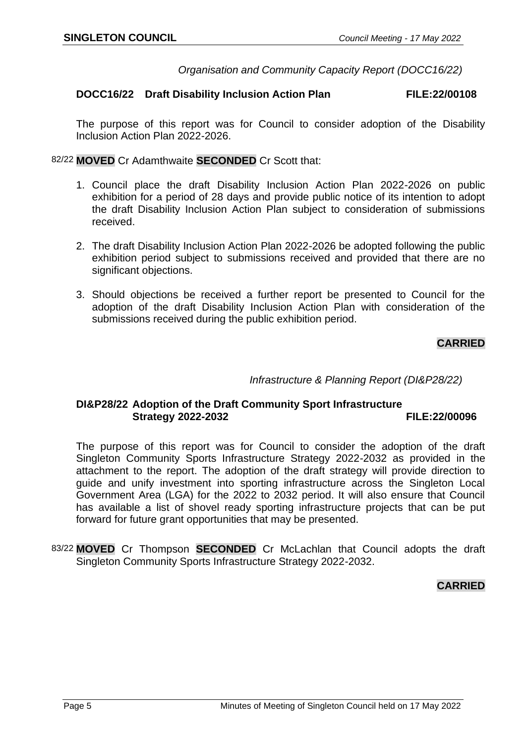*Organisation and Community Capacity Report (DOCC16/22)*

### DOCC16/22 Draft Disability Inclusion Action Plan FILE:22/00108

The purpose of this report was for Council to consider adoption of the Disability Inclusion Action Plan 2022-2026.

82/22 **MOVED** Cr Adamthwaite **SECONDED** Cr Scott that:

1. Council place the draft Disability Inclusion Action Plan 2022-2026 on public exhibition for a period of 28 days and provide public notice of its intention to adopt the draft Disability Inclusion Action Plan subject to consideration of submissions received.

2. The draft Disability Inclusion Action Plan 2022-2026 be adopted following the public exhibition period subject to submissions received and provided that there are no significant objections.

3. Should objections be received a further report be presented to Council for the adoption of the draft Disability Inclusion Action Plan with consideration of the submissions received during the public exhibition period.

**CARRIED**

*Infrastructure & Planning Report (DI&P28/22)*

### DI&P28/22 Adoption of the Draft Community Sport Infrastructure Strategy 2022-2032 FILE:22/00096

The purpose of this report was for Council to consider the adoption of the draft Singleton Community Sports Infrastructure Strategy 2022-2032 as provided in the attachment to the report. The adoption of the draft strategy will provide direction to guide and unify investment into sporting infrastructure across the Singleton Local Government Area (LGA) for the 2022 to 2032 period. It will also ensure that Council has available a list of shovel ready sporting infrastructure projects that can be put forward for future grant opportunities that may be presented.

83/22 **MOVED** Cr Thompson **SECONDED** Cr McLachlan that Council adopts the draft Singleton Community Sports Infrastructure Strategy 2022-2032.

**CARRIED**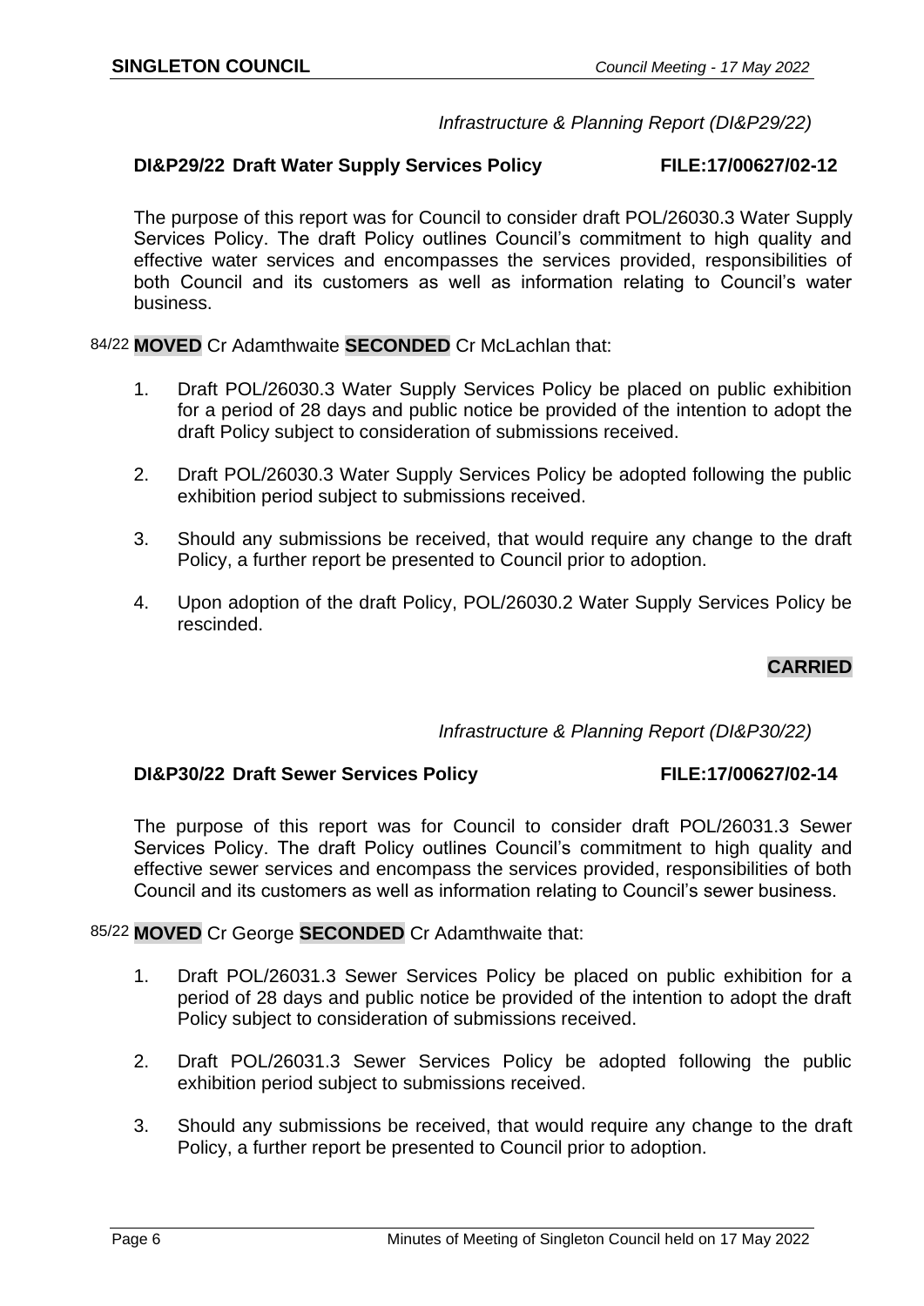*Infrastructure & Planning Report (DI&P29/22)*

### DI&P29/22 Draft Water Supply Services Policy FILE:17/00627/02-12

The purpose of this report was for Council to consider draft POL/26030.3 Water Supply Services Policy. The draft Policy outlines Council's commitment to high quality and effective water services and encompasses the services provided, responsibilities of both Council and its customers as well as information relating to Council's water business.

84/22 **MOVED** Cr Adamthwaite **SECONDED** Cr McLachlan that:

1. Draft POL/26030.3 Water Supply Services Policy be placed on public exhibition for a period of 28 days and public notice be provided of the intention to adopt the draft Policy subject to consideration of submissions received.

2. Draft POL/26030.3 Water Supply Services Policy be adopted following the public exhibition period subject to submissions received.

3. Should any submissions be received, that would require any change to the draft Policy, a further report be presented to Council prior to adoption.

4. Upon adoption of the draft Policy, POL/26030.2 Water Supply Services Policy be rescinded.

**CARRIED**

*Infrastructure & Planning Report (DI&P30/22)*

### DI&P30/22 Draft Sewer Services Policy FILE:17/00627/02-14

The purpose of this report was for Council to consider draft POL/26031.3 Sewer Services Policy. The draft Policy outlines Council's commitment to high quality and effective sewer services and encompass the services provided, responsibilities of both Council and its customers as well as information relating to Council's sewer business.

85/22 **MOVED** Cr George **SECONDED** Cr Adamthwaite that:

1. Draft POL/26031.3 Sewer Services Policy be placed on public exhibition for a period of 28 days and public notice be provided of the intention to adopt the draft Policy subject to consideration of submissions received.

2. Draft POL/26031.3 Sewer Services Policy be adopted following the public exhibition period subject to submissions received.

3. Should any submissions be received, that would require any change to the draft Policy, a further report be presented to Council prior to adoption.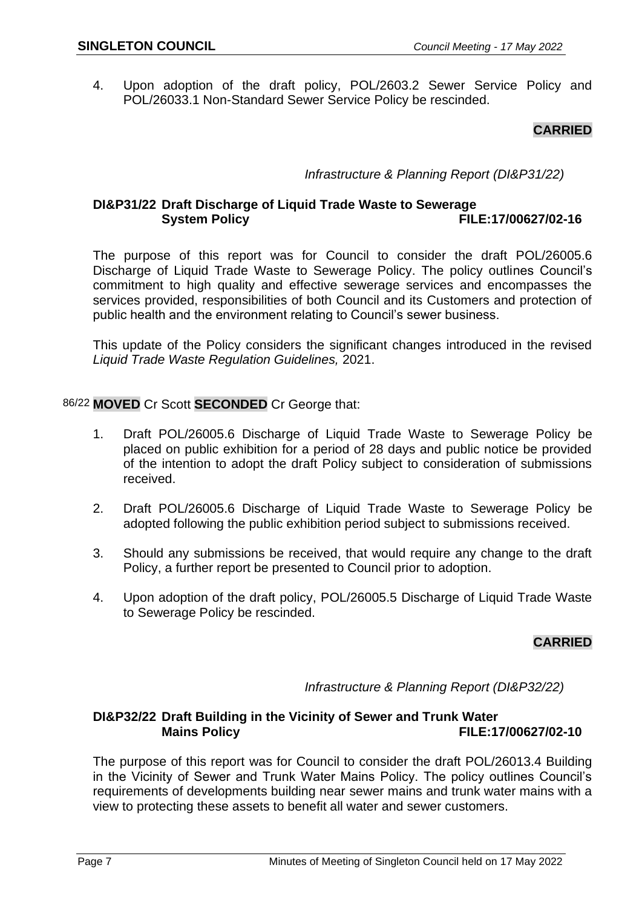4. Upon adoption of the draft policy, POL/2603.2 Sewer Service Policy and POL/26033.1 Non-Standard Sewer Service Policy be rescinded.

**CARRIED**

*Infrastructure & Planning Report (DI&P31/22)*

### DI&P31/22 Draft Discharge of Liquid Trade Waste to Sewerage System Policy FILE:17/00627/02-16

The purpose of this report was for Council to consider the draft POL/26005.6 Discharge of Liquid Trade Waste to Sewerage Policy. The policy outlines Council's commitment to high quality and effective sewerage services and encompasses the services provided, responsibilities of both Council and its Customers and protection of public health and the environment relating to Council's sewer business.

This update of the Policy considers the significant changes introduced in the revised *Liquid Trade Waste Regulation Guidelines,* 2021.

86/22 **MOVED** Cr Scott **SECONDED** Cr George that:

1. Draft POL/26005.6 Discharge of Liquid Trade Waste to Sewerage Policy be placed on public exhibition for a period of 28 days and public notice be provided of the intention to adopt the draft Policy subject to consideration of submissions received.

2. Draft POL/26005.6 Discharge of Liquid Trade Waste to Sewerage Policy be adopted following the public exhibition period subject to submissions received.

3. Should any submissions be received, that would require any change to the draft Policy, a further report be presented to Council prior to adoption.

4. Upon adoption of the draft policy, POL/26005.5 Discharge of Liquid Trade Waste to Sewerage Policy be rescinded.

**CARRIED**

*Infrastructure & Planning Report (DI&P32/22)*

### DI&P32/22 Draft Building in the Vicinity of Sewer and Trunk Water Mains Policy FILE:17/00627/02-10

The purpose of this report was for Council to consider the draft POL/26013.4 Building in the Vicinity of Sewer and Trunk Water Mains Policy. The policy outlines Council's requirements of developments building near sewer mains and trunk water mains with a view to protecting these assets to benefit all water and sewer customers.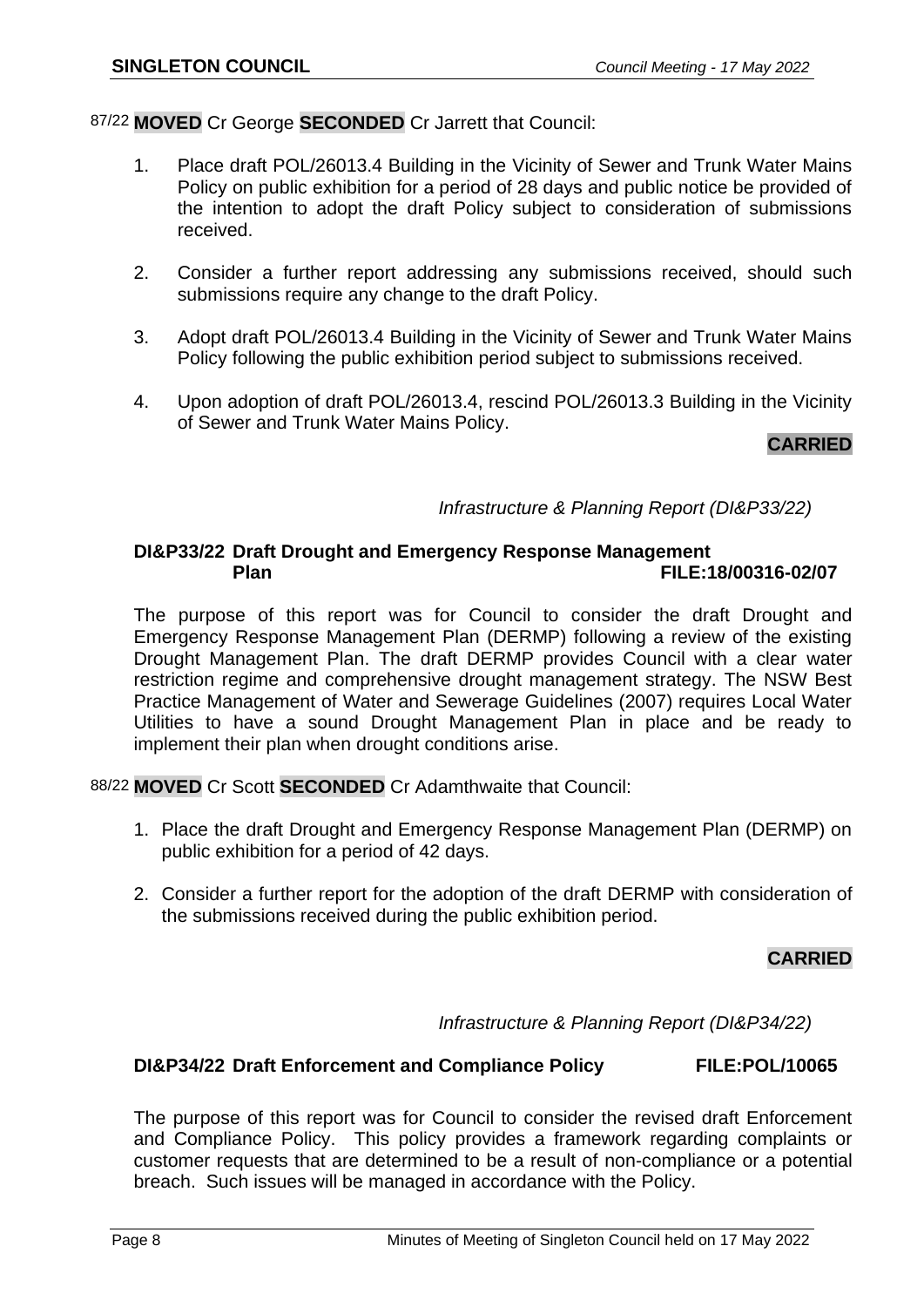87/22 **MOVED** Cr George **SECONDED** Cr Jarrett that Council:

1. Place draft POL/26013.4 Building in the Vicinity of Sewer and Trunk Water Mains Policy on public exhibition for a period of 28 days and public notice be provided of the intention to adopt the draft Policy subject to consideration of submissions received.

2. Consider a further report addressing any submissions received, should such submissions require any change to the draft Policy.

3. Adopt draft POL/26013.4 Building in the Vicinity of Sewer and Trunk Water Mains Policy following the public exhibition period subject to submissions received.

4. Upon adoption of draft POL/26013.4, rescind POL/26013.3 Building in the Vicinity of Sewer and Trunk Water Mains Policy.

**CARRIED**

*Infrastructure & Planning Report (DI&P33/22)*

### DI&P33/22 Draft Drought and Emergency Response Management Plan FILE:18/00316-02/07

The purpose of this report was for Council to consider the draft Drought and Emergency Response Management Plan (DERMP) following a review of the existing Drought Management Plan. The draft DERMP provides Council with a clear water restriction regime and comprehensive drought management strategy. The NSW Best Practice Management of Water and Sewerage Guidelines (2007) requires Local Water Utilities to have a sound Drought Management Plan in place and be ready to implement their plan when drought conditions arise.

88/22 **MOVED** Cr Scott **SECONDED** Cr Adamthwaite that Council:

1. Place the draft Drought and Emergency Response Management Plan (DERMP) on public exhibition for a period of 42 days.
2. Consider a further report for the adoption of the draft DERMP with consideration of the submissions received during the public exhibition period.

**CARRIED**

*Infrastructure & Planning Report (DI&P34/22)*

### DI&P34/22 Draft Enforcement and Compliance Policy FILE:POL/10065

The purpose of this report was for Council to consider the revised draft Enforcement and Compliance Policy. This policy provides a framework regarding complaints or customer requests that are determined to be a result of non-compliance or a potential breach. Such issues will be managed in accordance with the Policy.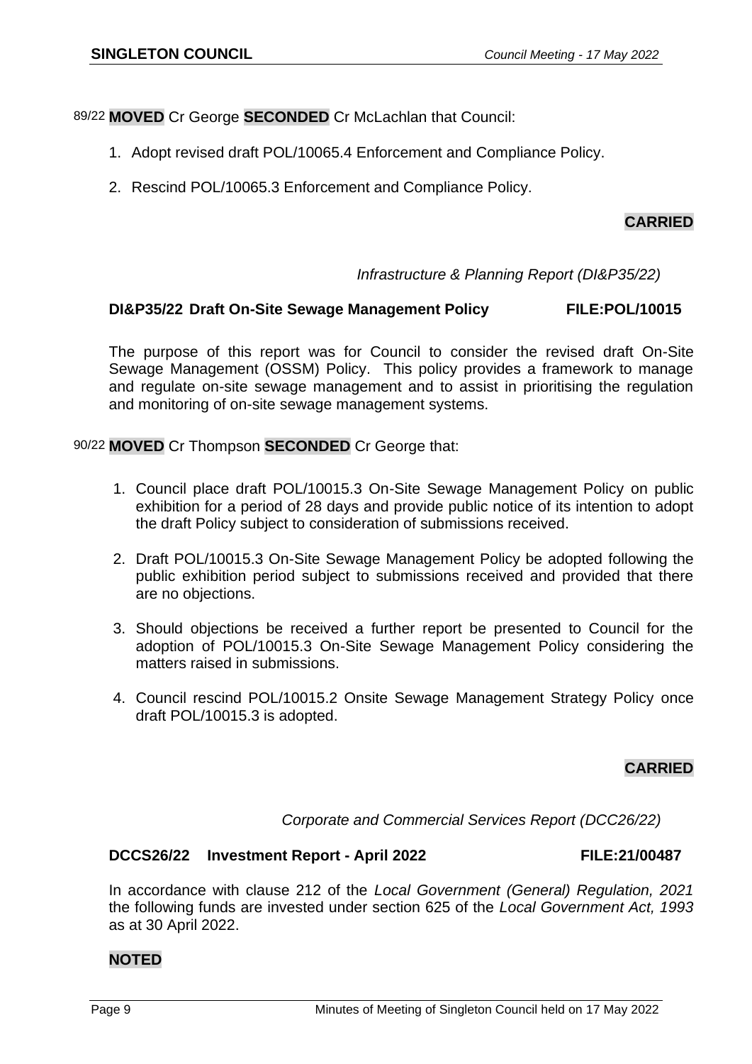89/22 **MOVED** Cr George **SECONDED** Cr McLachlan that Council:

1. Adopt revised draft POL/10065.4 Enforcement and Compliance Policy.
2. Rescind POL/10065.3 Enforcement and Compliance Policy.

**CARRIED**

*Infrastructure & Planning Report (DI&P35/22)*

**DI&P35/22 Draft On-Site Sewage Management Policy FILE:POL/10015**

The purpose of this report was for Council to consider the revised draft On-Site Sewage Management (OSSM) Policy. This policy provides a framework to manage and regulate on-site sewage management and to assist in prioritising the regulation and monitoring of on-site sewage management systems.

90/22 **MOVED** Cr Thompson **SECONDED** Cr George that:

1. Council place draft POL/10015.3 On-Site Sewage Management Policy on public exhibition for a period of 28 days and provide public notice of its intention to adopt the draft Policy subject to consideration of submissions received.
2. Draft POL/10015.3 On-Site Sewage Management Policy be adopted following the public exhibition period subject to submissions received and provided that there are no objections.
3. Should objections be received a further report be presented to Council for the adoption of POL/10015.3 On-Site Sewage Management Policy considering the matters raised in submissions.
4. Council rescind POL/10015.2 Onsite Sewage Management Strategy Policy once draft POL/10015.3 is adopted.

**CARRIED**

*Corporate and Commercial Services Report (DCC26/22)*

**DCCS26/22 Investment Report - April 2022 FILE:21/00487**

In accordance with clause 212 of the *Local Government (General) Regulation, 2021* the following funds are invested under section 625 of the *Local Government Act, 1993* as at 30 April 2022.

**NOTED**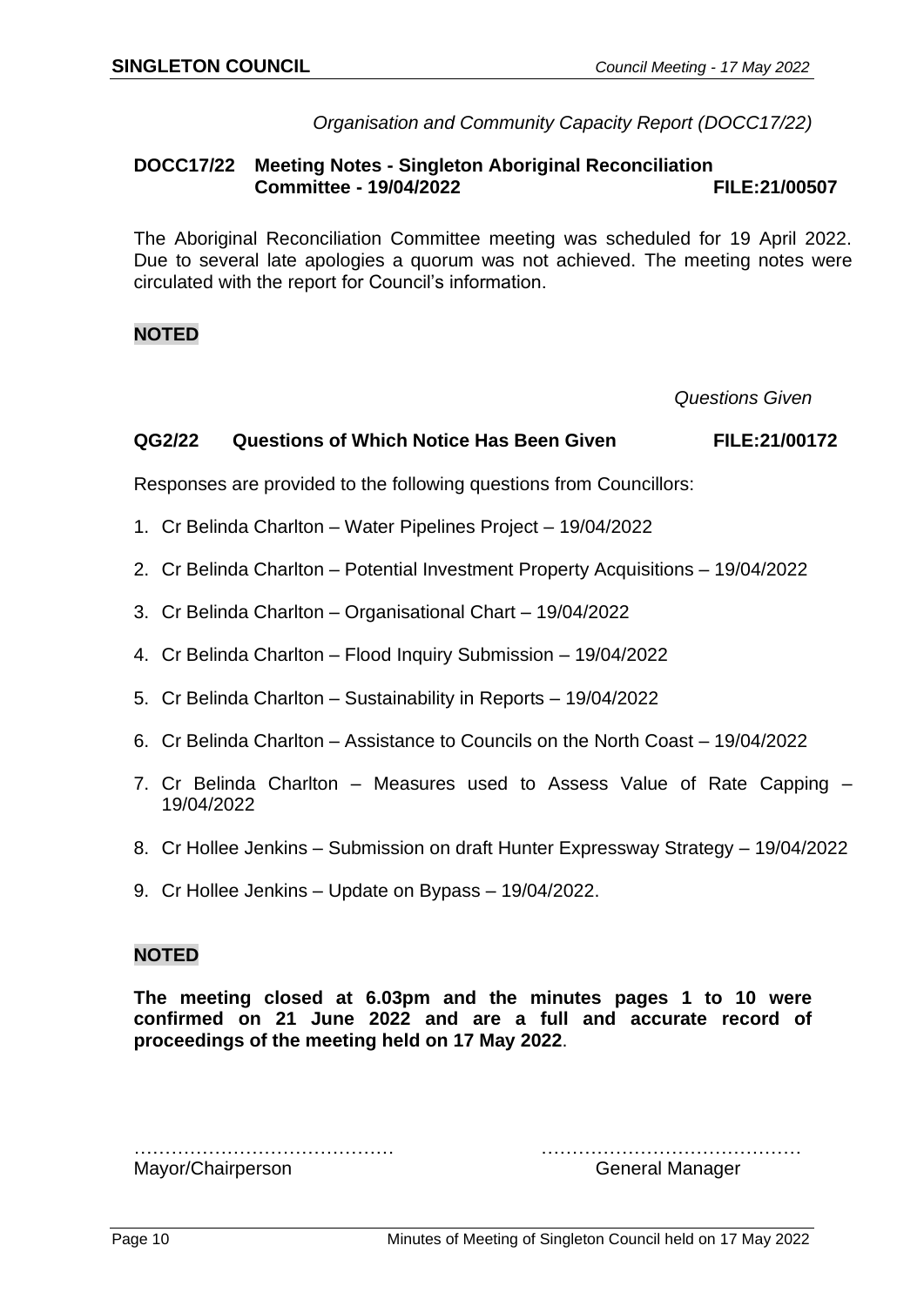*Organisation and Community Capacity Report (DOCC17/22)*

## DOCC17/22 Meeting Notes - Singleton Aboriginal Reconciliation Committee - 19/04/2022 FILE:21/00507

The Aboriginal Reconciliation Committee meeting was scheduled for 19 April 2022. Due to several late apologies a quorum was not achieved. The meeting notes were circulated with the report for Council's information.

**NOTED**

*Questions Given*

## QG2/22 Questions of Which Notice Has Been Given FILE:21/00172

Responses are provided to the following questions from Councillors:

1. Cr Belinda Charlton – Water Pipelines Project – 19/04/2022
2. Cr Belinda Charlton – Potential Investment Property Acquisitions – 19/04/2022
3. Cr Belinda Charlton – Organisational Chart – 19/04/2022
4. Cr Belinda Charlton – Flood Inquiry Submission – 19/04/2022
5. Cr Belinda Charlton – Sustainability in Reports – 19/04/2022
6. Cr Belinda Charlton – Assistance to Councils on the North Coast – 19/04/2022
7. Cr Belinda Charlton – Measures used to Assess Value of Rate Capping – 19/04/2022
8. Cr Hollee Jenkins – Submission on draft Hunter Expressway Strategy – 19/04/2022
9. Cr Hollee Jenkins – Update on Bypass – 19/04/2022.

**NOTED**

**The meeting closed at 6.03pm and the minutes pages 1 to 10 were confirmed on 21 June 2022 and are a full and accurate record of proceedings of the meeting held on 17 May 2022**.

……………………………………
Mayor/Chairperson

……………………………………
General Manager